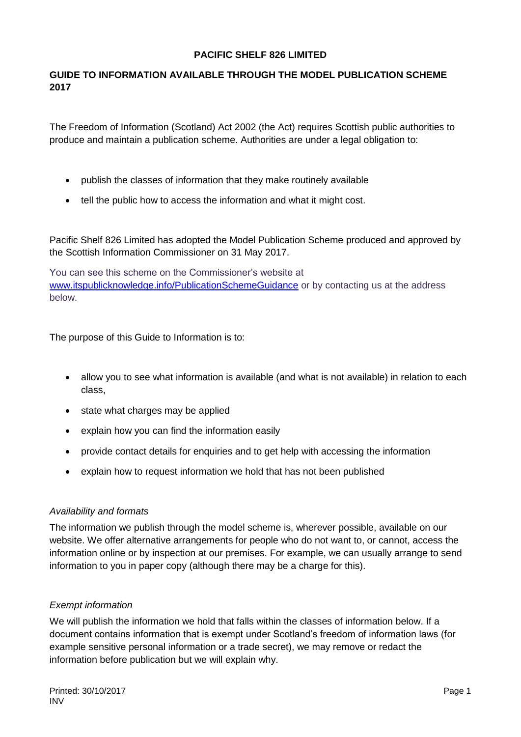# PACIFIC SHELF 826 LIMITED

## GUIDE TO INFORMATION AVAILABLE THROUGH THE MODEL PUBLICATION SCHEME 2017

The Freedom of Information (Scotland) Act 2002 (the Act) requires Scottish public authorities to produce and maintain a publication scheme. Authorities are under a legal obligation to:

- publish the classes of information that they make routinely available
- tell the public how to access the information and what it might cost.

Pacific Shelf 826 Limited has adopted the Model Publication Scheme produced and approved by the Scottish Information Commissioner on 31 May 2017.

You can see this scheme on the Commissioner's website at [www.itspublicknowledge.info/PublicationSchemeGuidance](http://www.itspublicknowledge.info/PublicationSchemeGuidance) or by contacting us at the address below.

The purpose of this Guide to Information is to:

- allow you to see what information is available (and what is not available) in relation to each class,
- state what charges may be applied
- explain how you can find the information easily
- provide contact details for enquiries and to get help with accessing the information
- explain how to request information we hold that has not been published

*Availability and formats*

The information we publish through the model scheme is, wherever possible, available on our website. We offer alternative arrangements for people who do not want to, or cannot, access the information online or by inspection at our premises. For example, we can usually arrange to send information to you in paper copy (although there may be a charge for this).

*Exempt information*

We will publish the information we hold that falls within the classes of information below. If a document contains information that is exempt under Scotland's freedom of information laws (for example sensitive personal information or a trade secret), we may remove or redact the information before publication but we will explain why.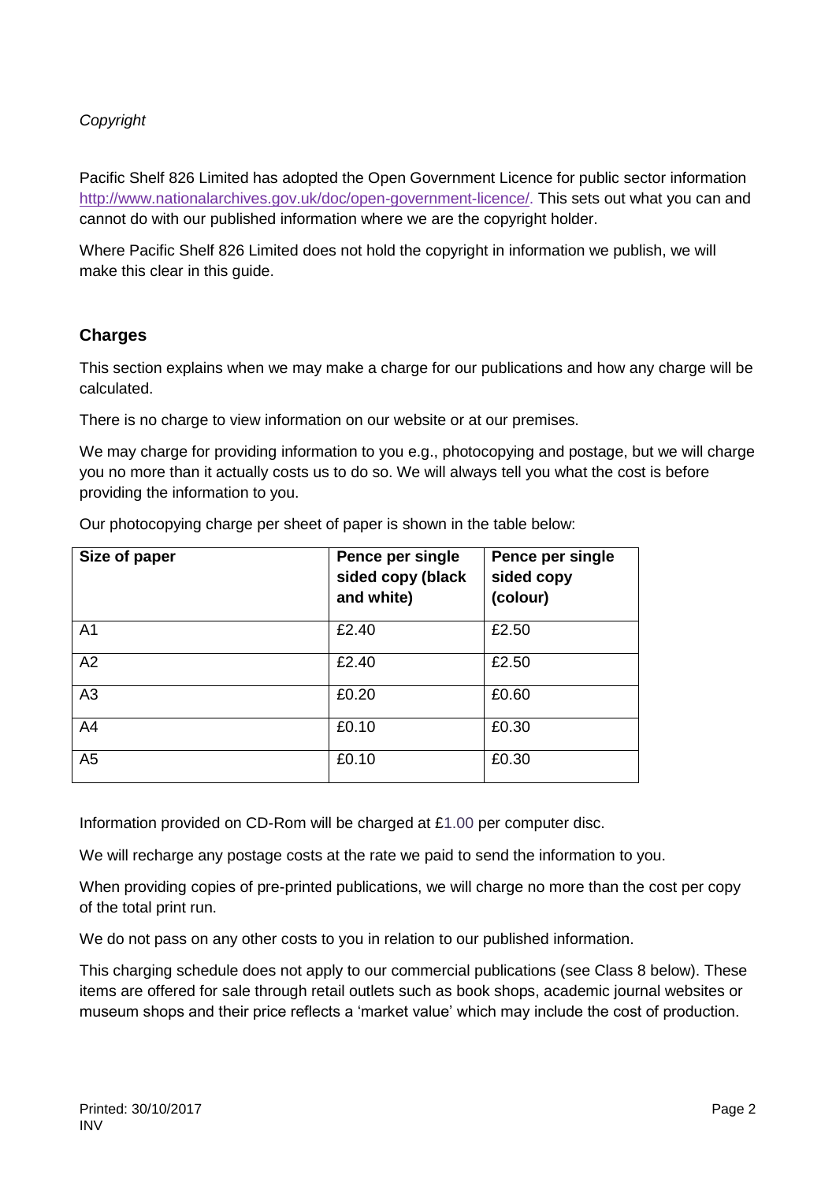*Copyright*

Pacific Shelf 826 Limited has adopted the Open Government Licence for public sector information http://www.nationalarchives.gov.uk/doc/open-government-licence/. This sets out what you can and cannot do with our published information where we are the copyright holder.

Where Pacific Shelf 826 Limited does not hold the copyright in information we publish, we will make this clear in this guide.

## Charges

This section explains when we may make a charge for our publications and how any charge will be calculated.

There is no charge to view information on our website or at our premises.

We may charge for providing information to you e.g., photocopying and postage, but we will charge you no more than it actually costs us to do so. We will always tell you what the cost is before providing the information to you.

Our photocopying charge per sheet of paper is shown in the table below:

| Size of paper | Pence per single sided copy (black and white) | Pence per single sided copy (colour) |
|---|---|---|
| A1 | £2.40 | £2.50 |
| A2 | £2.40 | £2.50 |
| A3 | £0.20 | £0.60 |
| A4 | £0.10 | £0.30 |
| A5 | £0.10 | £0.30 |

Information provided on CD-Rom will be charged at £1.00 per computer disc.

We will recharge any postage costs at the rate we paid to send the information to you.

When providing copies of pre-printed publications, we will charge no more than the cost per copy of the total print run.

We do not pass on any other costs to you in relation to our published information.

This charging schedule does not apply to our commercial publications (see Class 8 below). These items are offered for sale through retail outlets such as book shops, academic journal websites or museum shops and their price reflects a 'market value' which may include the cost of production.

Printed: 30/10/2017
INV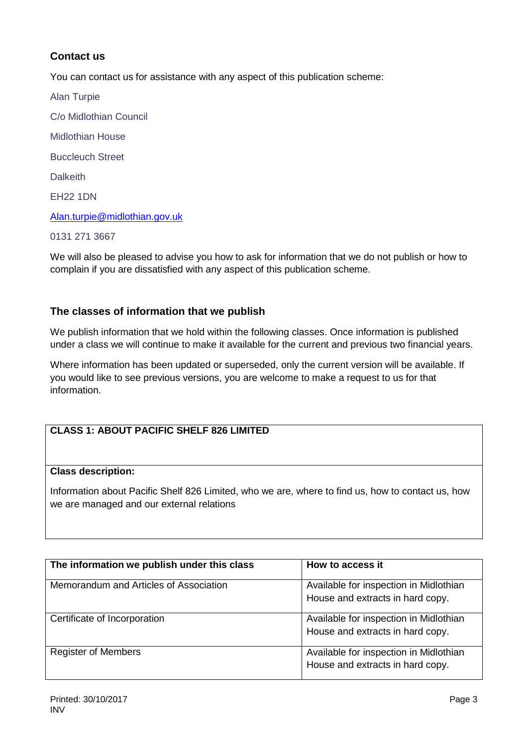## Contact us

You can contact us for assistance with any aspect of this publication scheme:

Alan Turpie

C/o Midlothian Council

Midlothian House

Buccleuch Street

Dalkeith

EH22 1DN

Alan.turpie@midlothian.gov.uk

0131 271 3667

We will also be pleased to advise you how to ask for information that we do not publish or how to complain if you are dissatisfied with any aspect of this publication scheme.

## The classes of information that we publish

We publish information that we hold within the following classes. Once information is published under a class we will continue to make it available for the current and previous two financial years.

Where information has been updated or superseded, only the current version will be available. If you would like to see previous versions, you are welcome to make a request to us for that information.

| **CLASS 1: ABOUT PACIFIC SHELF 826 LIMITED** |
|---|
| **Class description:**<br><br>Information about Pacific Shelf 826 Limited, who we are, where to find us, how to contact us, how we are managed and our external relations |

| The information we publish under this class | How to access it |
|---|---|
| Memorandum and Articles of Association | Available for inspection in Midlothian House and extracts in hard copy. |
| Certificate of Incorporation | Available for inspection in Midlothian House and extracts in hard copy. |
| Register of Members | Available for inspection in Midlothian House and extracts in hard copy. |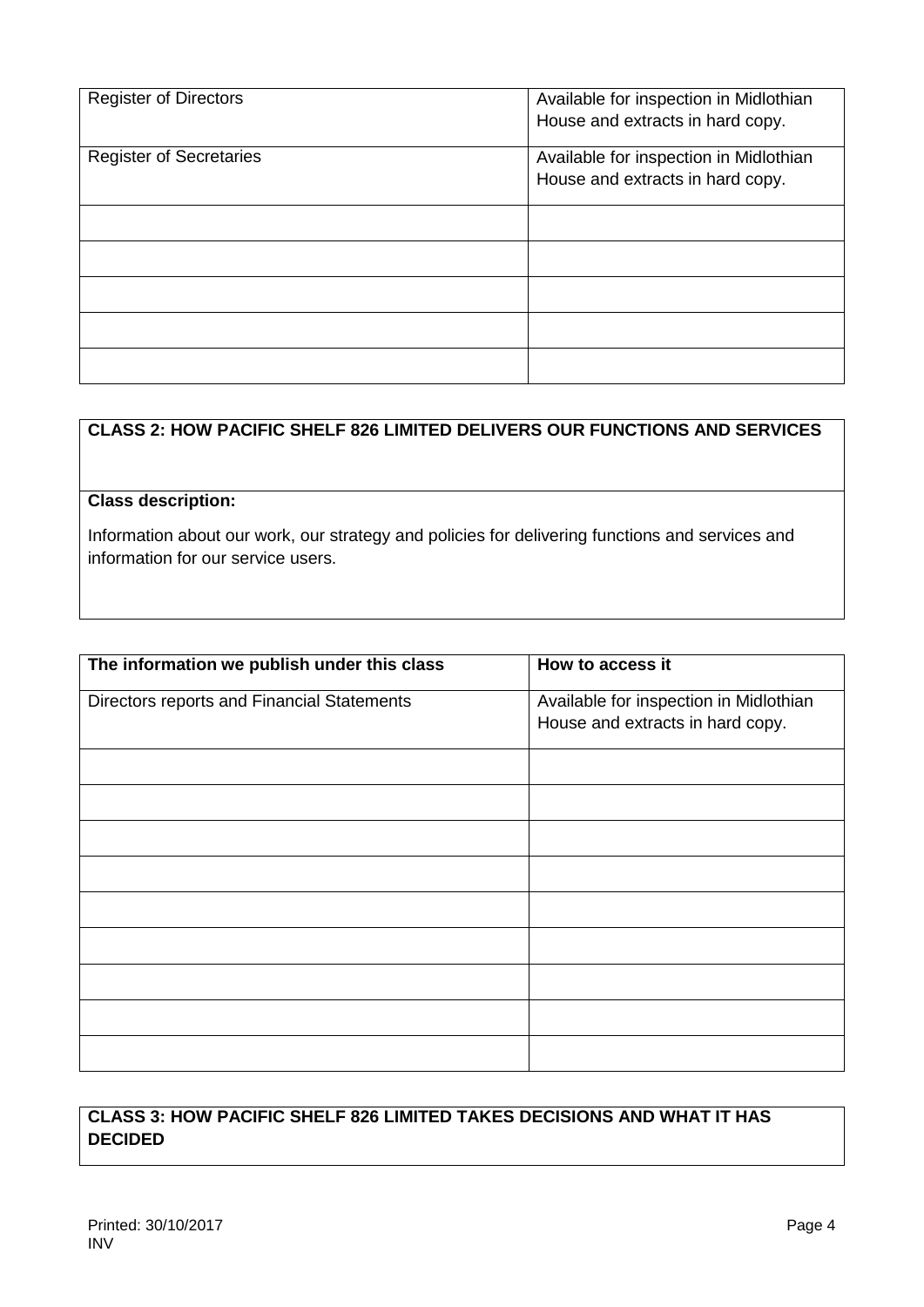| | |
|---|---|
| Register of Directors | Available for inspection in Midlothian House and extracts in hard copy. |
| Register of Secretaries | Available for inspection in Midlothian House and extracts in hard copy. |
| | |
| | |
| | |
| | |
| | |

**CLASS 2: HOW PACIFIC SHELF 826 LIMITED DELIVERS OUR FUNCTIONS AND SERVICES**

**Class description:**

Information about our work, our strategy and policies for delivering functions and services and information for our service users.

| The information we publish under this class | How to access it |
|---|---|
| Directors reports and Financial Statements | Available for inspection in Midlothian House and extracts in hard copy. |
| | |
| | |
| | |
| | |
| | |
| | |
| | |
| | |
| | |

**CLASS 3: HOW PACIFIC SHELF 826 LIMITED TAKES DECISIONS AND WHAT IT HAS DECIDED**

Printed: 30/10/2017
INV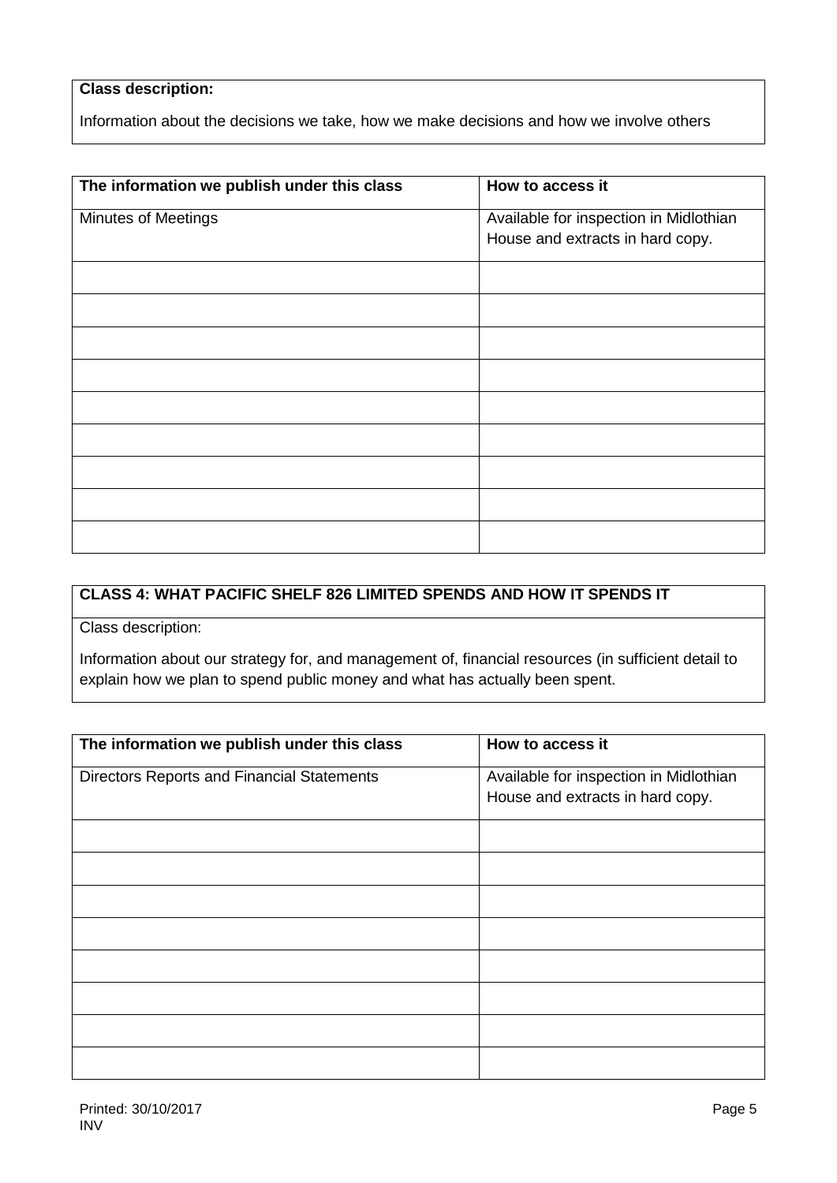**Class description:**

Information about the decisions we take, how we make decisions and how we involve others

| The information we publish under this class | How to access it |
|---|---|
| Minutes of Meetings | Available for inspection in Midlothian House and extracts in hard copy. |
| | |
| | |
| | |
| | |
| | |
| | |
| | |
| | |
| | |

**CLASS 4: WHAT PACIFIC SHELF 826 LIMITED SPENDS AND HOW IT SPENDS IT**

Class description:

Information about our strategy for, and management of, financial resources (in sufficient detail to explain how we plan to spend public money and what has actually been spent.

| The information we publish under this class | How to access it |
|---|---|
| Directors Reports and Financial Statements | Available for inspection in Midlothian House and extracts in hard copy. |
| | |
| | |
| | |
| | |
| | |
| | |
| | |
| | |

Printed: 30/10/2017
INV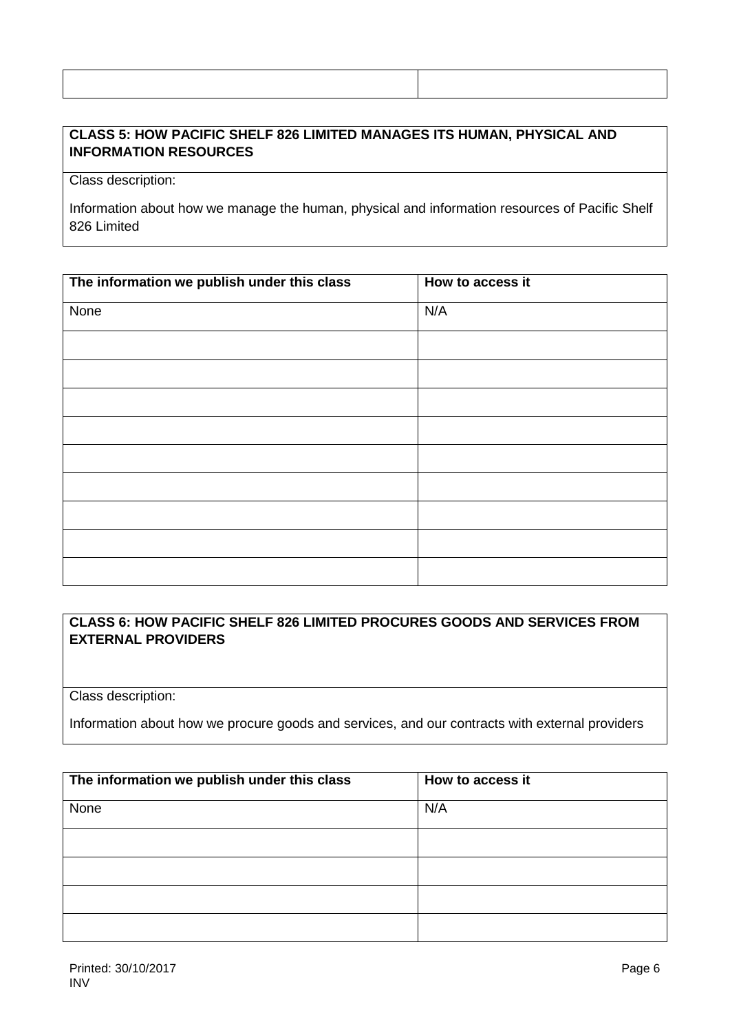| | |
|---|---|

**CLASS 5: HOW PACIFIC SHELF 826 LIMITED MANAGES ITS HUMAN, PHYSICAL AND INFORMATION RESOURCES**

Class description:

Information about how we manage the human, physical and information resources of Pacific Shelf 826 Limited

| The information we publish under this class | How to access it |
|---|---|
| None | N/A |
| | |
| | |
| | |
| | |
| | |
| | |
| | |
| | |
| | |

**CLASS 6: HOW PACIFIC SHELF 826 LIMITED PROCURES GOODS AND SERVICES FROM EXTERNAL PROVIDERS**

Class description:

Information about how we procure goods and services, and our contracts with external providers

| The information we publish under this class | How to access it |
|---|---|
| None | N/A |
| | |
| | |
| | |
| | |

Printed: 30/10/2017
INV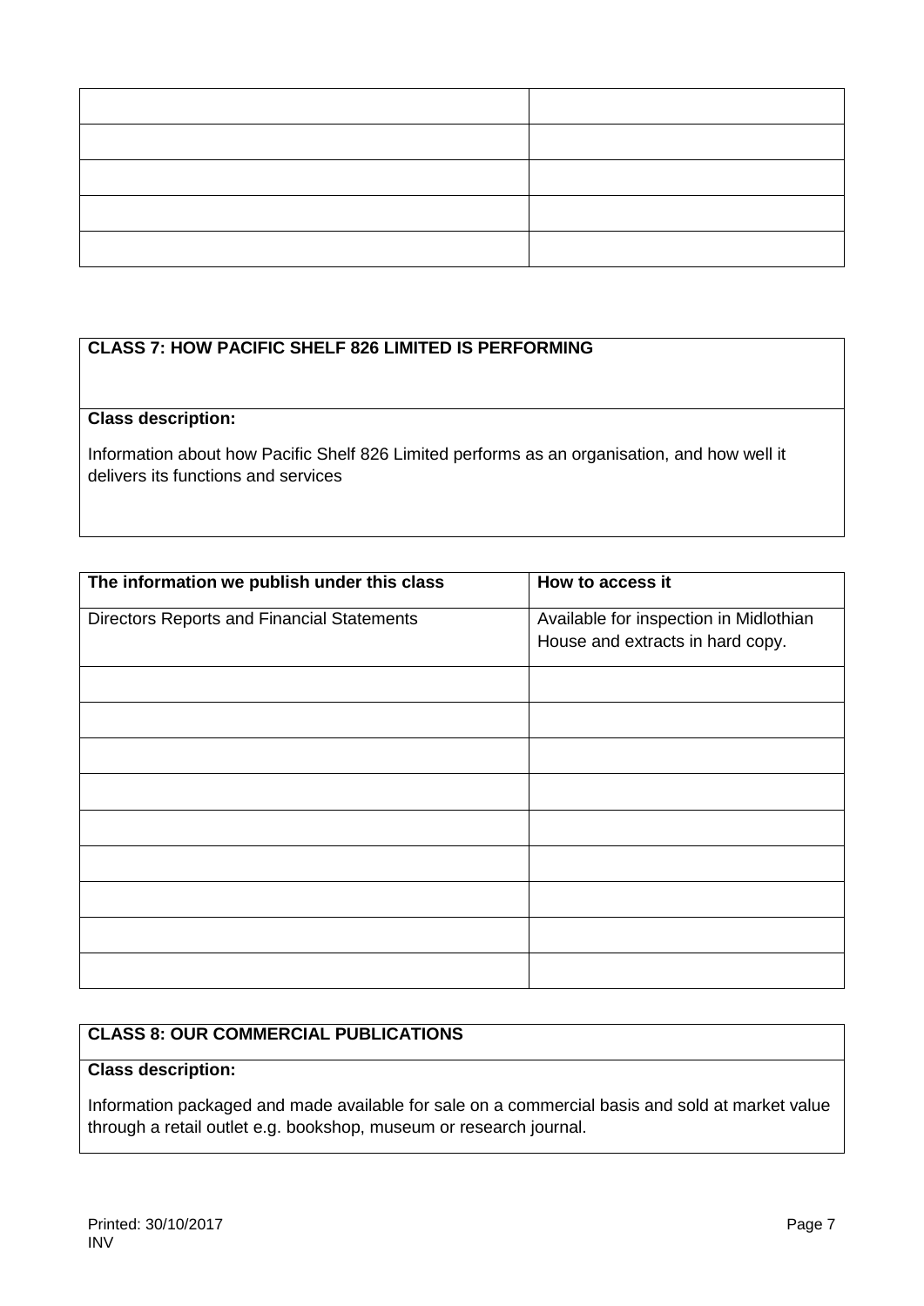| | |
|---|---|
| | |
| | |
| | |
| | |
| | |

| **CLASS 7: HOW PACIFIC SHELF 826 LIMITED IS PERFORMING** |
|---|
| **Class description:**<br>Information about how Pacific Shelf 826 Limited performs as an organisation, and how well it delivers its functions and services |

| The information we publish under this class | How to access it |
|---|---|
| Directors Reports and Financial Statements | Available for inspection in Midlothian House and extracts in hard copy. |
| | |
| | |
| | |
| | |
| | |
| | |
| | |
| | |
| | |

| **CLASS 8: OUR COMMERCIAL PUBLICATIONS** |
|---|
| **Class description:**<br>Information packaged and made available for sale on a commercial basis and sold at market value through a retail outlet e.g. bookshop, museum or research journal. |

Printed: 30/10/2017
INV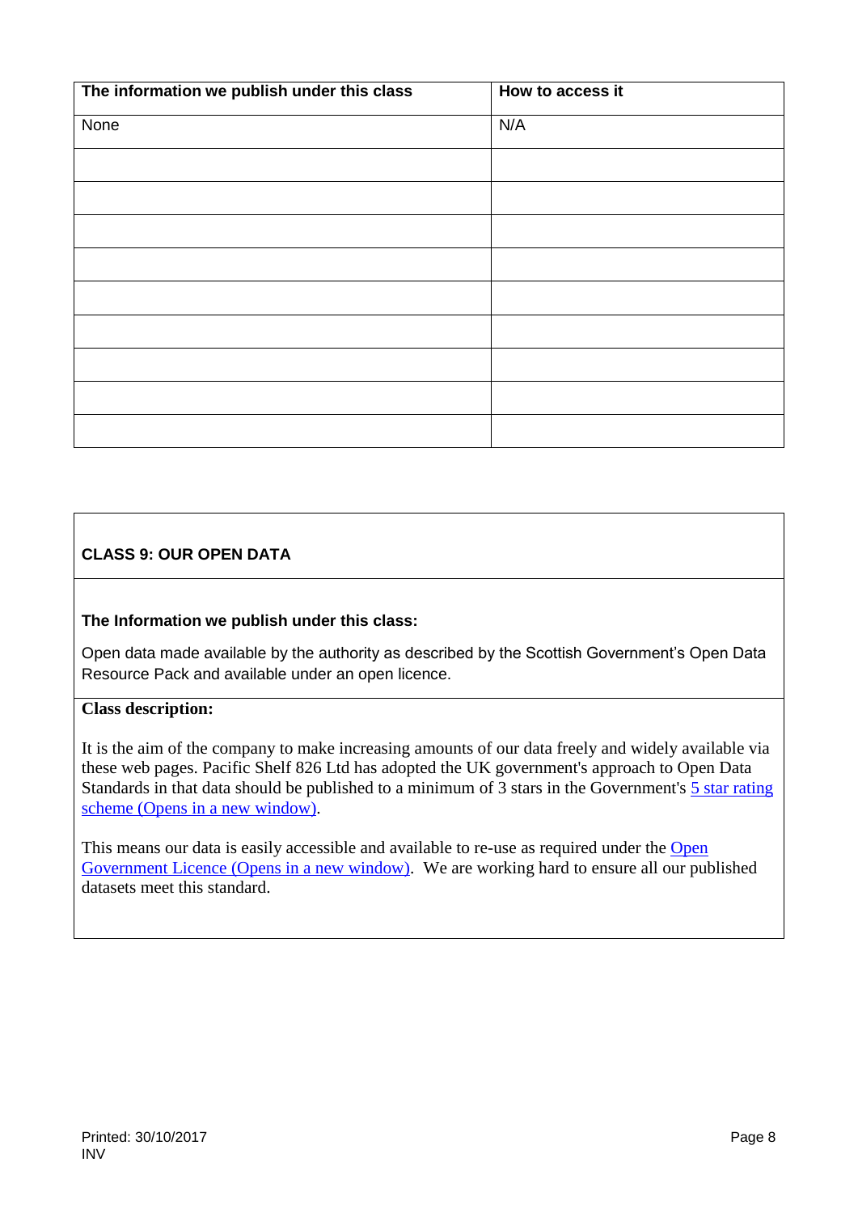| The information we publish under this class | How to access it |
| --- | --- |
| None | N/A |
| | |
| | |
| | |
| | |
| | |
| | |
| | |
| | |
| | |

**CLASS 9: OUR OPEN DATA**

**The Information we publish under this class:**

Open data made available by the authority as described by the Scottish Government's Open Data Resource Pack and available under an open licence.

**Class description:**

It is the aim of the company to make increasing amounts of our data freely and widely available via these web pages. Pacific Shelf 826 Ltd has adopted the UK government's approach to Open Data Standards in that data should be published to a minimum of 3 stars in the Government's 5 star rating scheme (Opens in a new window).

This means our data is easily accessible and available to re-use as required under the Open Government Licence (Opens in a new window). We are working hard to ensure all our published datasets meet this standard.

Printed: 30/10/2017
INV